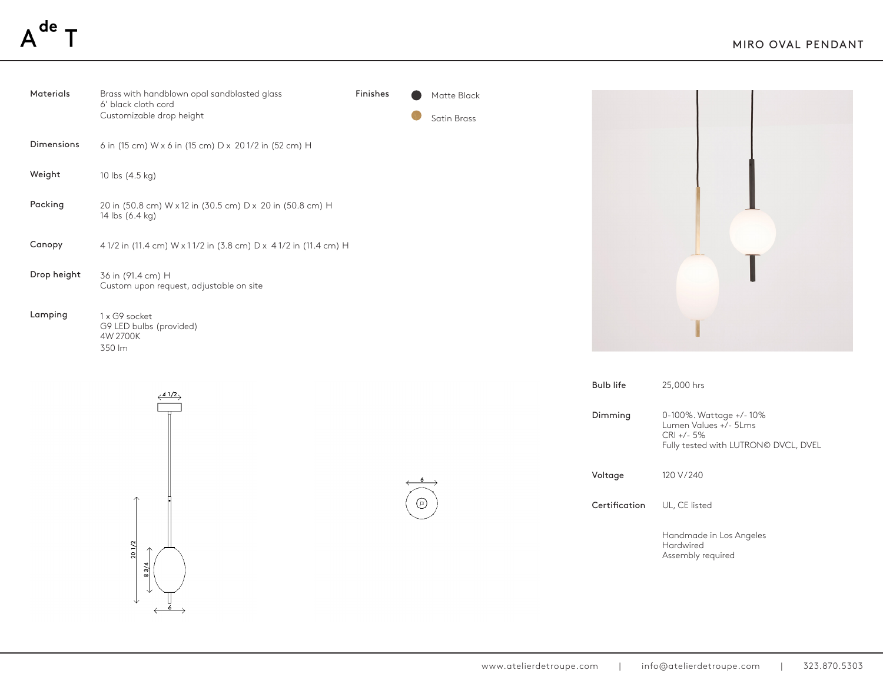A de T

# MIRO OVAL PENDANT

| | |
|---|---|
| **Materials** | Brass with handblown opal sandblasted glass<br>6' black cloth cord<br>Customizable drop height |
| **Dimensions** | 6 in (15 cm) W x 6 in (15 cm) D x 20 1/2 in (52 cm) H |
| **Weight** | 10 lbs (4.5 kg) |
| **Packing** | 20 in (50.8 cm) W x 12 in (30.5 cm) D x 20 in (50.8 cm) H<br>14 lbs (6.4 kg) |
| **Canopy** | 4 1/2 in (11.4 cm) W x 1 1/2 in (3.8 cm) D x 4 1/2 in (11.4 cm) H |
| **Drop height** | 36 in (91.4 cm) H<br>Custom upon request, adjustable on site |
| **Lamping** | 1 x G9 socket<br>G9 LED bulbs (provided)<br>4W 2700K<br>350 lm |

**Finishes**

- Matte Black
- Satin Brass

| | |
|---|---|
| **Bulb life** | 25,000 hrs |
| **Dimming** | 0-100%. Wattage +/- 10%<br>Lumen Values +/- 5Lms<br>CRI +/- 5%<br>Fully tested with LUTRON© DVCL, DVEL |
| **Voltage** | 120 V/240 |
| **Certification** | UL, CE listed |
| | Handmade in Los Angeles<br>Hardwired<br>Assembly required |

4 1/2

20 1/2

8 3/4

6

6

www.atelierdetroupe.com | info@atelierdetroupe.com | 323.870.5303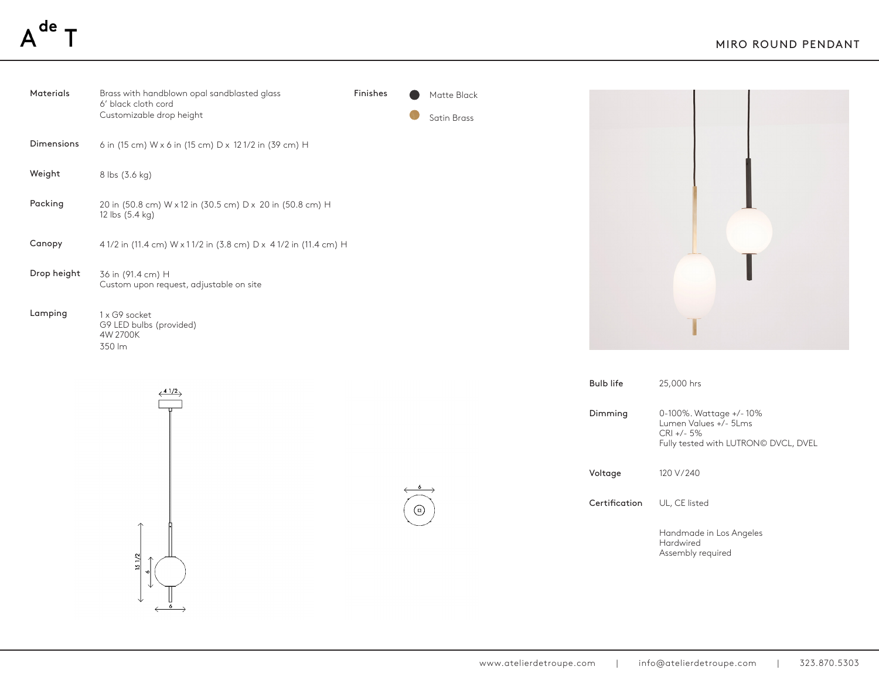# MIRO ROUND PENDANT

| | |
|---|---|
| Materials | Brass with handblown opal sandblasted glass<br>6' black cloth cord<br>Customizable drop height |
| Dimensions | 6 in (15 cm) W x 6 in (15 cm) D x 12 1/2 in (39 cm) H |
| Weight | 8 lbs (3.6 kg) |
| Packing | 20 in (50.8 cm) W x 12 in (30.5 cm) D x 20 in (50.8 cm) H<br>12 lbs (5.4 kg) |
| Canopy | 4 1/2 in (11.4 cm) W x 1 1/2 in (3.8 cm) D x 4 1/2 in (11.4 cm) H |
| Drop height | 36 in (91.4 cm) H<br>Custom upon request, adjustable on site |
| Lamping | 1 x G9 socket<br>G9 LED bulbs (provided)<br>4W 2700K<br>350 lm |

**Finishes**

- Matte Black
- Satin Brass

4 1/2

15 1/2

6

6

6

| | |
|---|---|
| Bulb life | 25,000 hrs |
| Dimming | 0-100%. Wattage +/- 10%<br>Lumen Values +/- 5Lms<br>CRI +/- 5%<br>Fully tested with LUTRON© DVCL, DVEL |
| Voltage | 120 V/240 |
| Certification | UL, CE listed |

Handmade in Los Angeles
Hardwired
Assembly required

www.atelierdetroupe.com | info@atelierdetroupe.com | 323.870.5303